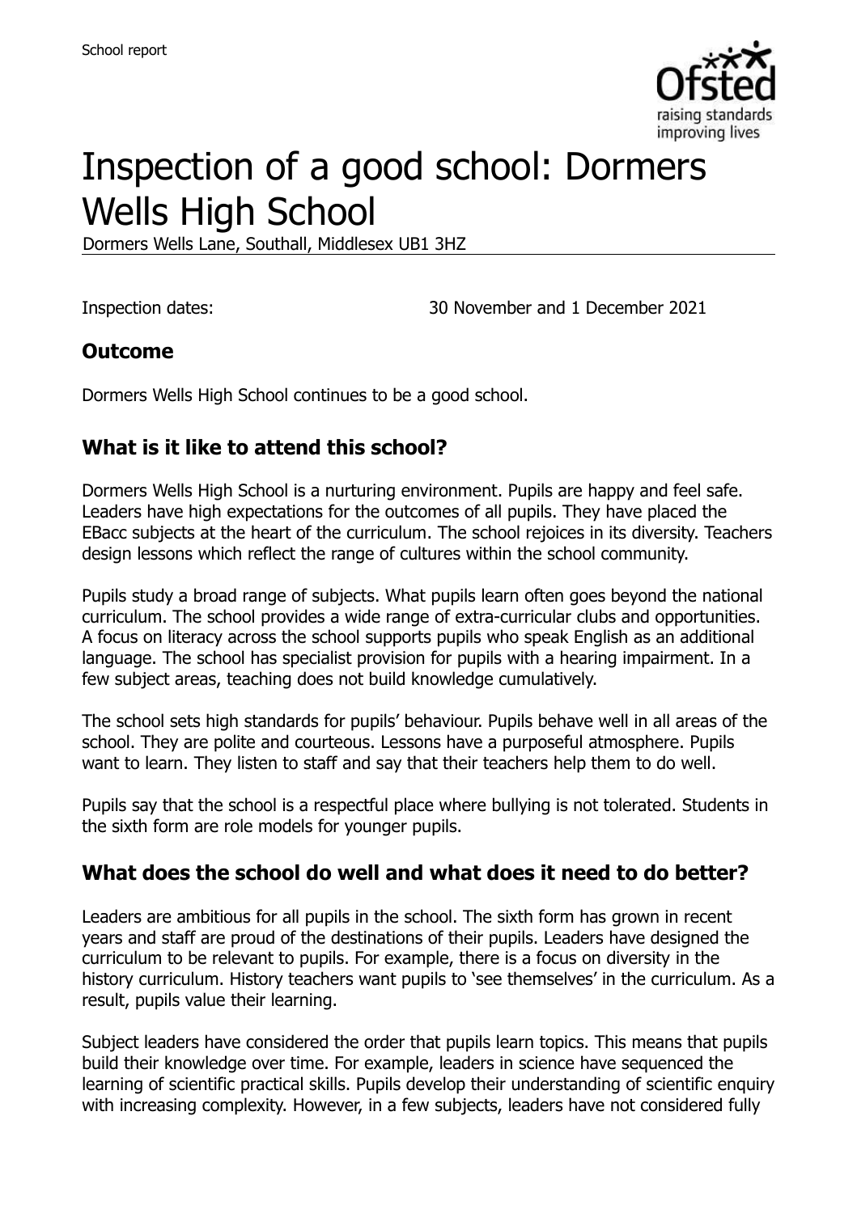School report

# Inspection of a good school: Dormers Wells High School

Dormers Wells Lane, Southall, Middlesex UB1 3HZ

Inspection dates: 30 November and 1 December 2021

## Outcome

Dormers Wells High School continues to be a good school.

## What is it like to attend this school?

Dormers Wells High School is a nurturing environment. Pupils are happy and feel safe. Leaders have high expectations for the outcomes of all pupils. They have placed the EBacc subjects at the heart of the curriculum. The school rejoices in its diversity. Teachers design lessons which reflect the range of cultures within the school community.

Pupils study a broad range of subjects. What pupils learn often goes beyond the national curriculum. The school provides a wide range of extra-curricular clubs and opportunities. A focus on literacy across the school supports pupils who speak English as an additional language. The school has specialist provision for pupils with a hearing impairment. In a few subject areas, teaching does not build knowledge cumulatively.

The school sets high standards for pupils' behaviour. Pupils behave well in all areas of the school. They are polite and courteous. Lessons have a purposeful atmosphere. Pupils want to learn. They listen to staff and say that their teachers help them to do well.

Pupils say that the school is a respectful place where bullying is not tolerated. Students in the sixth form are role models for younger pupils.

## What does the school do well and what does it need to do better?

Leaders are ambitious for all pupils in the school. The sixth form has grown in recent years and staff are proud of the destinations of their pupils. Leaders have designed the curriculum to be relevant to pupils. For example, there is a focus on diversity in the history curriculum. History teachers want pupils to 'see themselves' in the curriculum. As a result, pupils value their learning.

Subject leaders have considered the order that pupils learn topics. This means that pupils build their knowledge over time. For example, leaders in science have sequenced the learning of scientific practical skills. Pupils develop their understanding of scientific enquiry with increasing complexity. However, in a few subjects, leaders have not considered fully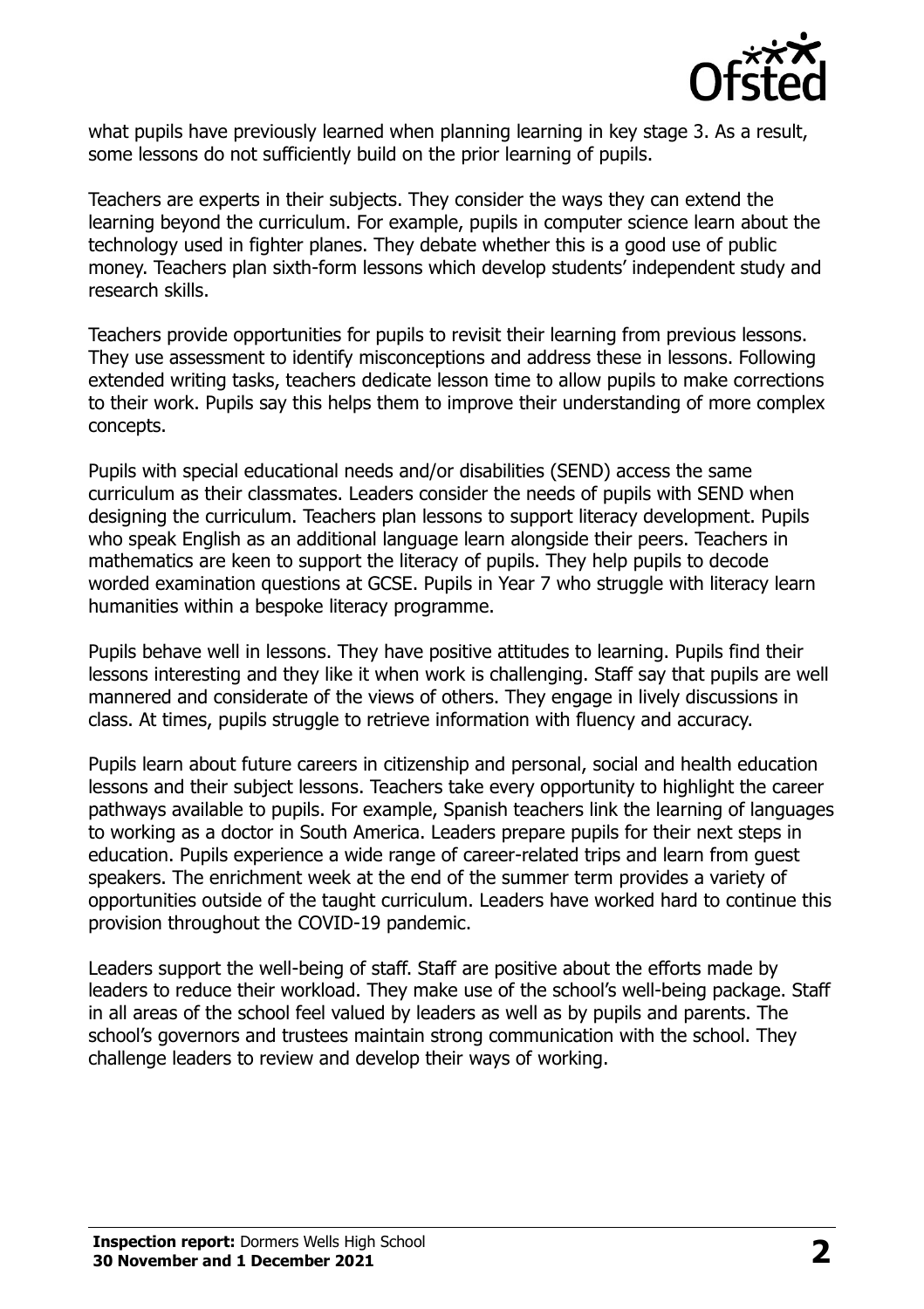what pupils have previously learned when planning learning in key stage 3. As a result, some lessons do not sufficiently build on the prior learning of pupils.

Teachers are experts in their subjects. They consider the ways they can extend the learning beyond the curriculum. For example, pupils in computer science learn about the technology used in fighter planes. They debate whether this is a good use of public money. Teachers plan sixth-form lessons which develop students' independent study and research skills.

Teachers provide opportunities for pupils to revisit their learning from previous lessons. They use assessment to identify misconceptions and address these in lessons. Following extended writing tasks, teachers dedicate lesson time to allow pupils to make corrections to their work. Pupils say this helps them to improve their understanding of more complex concepts.

Pupils with special educational needs and/or disabilities (SEND) access the same curriculum as their classmates. Leaders consider the needs of pupils with SEND when designing the curriculum. Teachers plan lessons to support literacy development. Pupils who speak English as an additional language learn alongside their peers. Teachers in mathematics are keen to support the literacy of pupils. They help pupils to decode worded examination questions at GCSE. Pupils in Year 7 who struggle with literacy learn humanities within a bespoke literacy programme.

Pupils behave well in lessons. They have positive attitudes to learning. Pupils find their lessons interesting and they like it when work is challenging. Staff say that pupils are well mannered and considerate of the views of others. They engage in lively discussions in class. At times, pupils struggle to retrieve information with fluency and accuracy.

Pupils learn about future careers in citizenship and personal, social and health education lessons and their subject lessons. Teachers take every opportunity to highlight the career pathways available to pupils. For example, Spanish teachers link the learning of languages to working as a doctor in South America. Leaders prepare pupils for their next steps in education. Pupils experience a wide range of career-related trips and learn from guest speakers. The enrichment week at the end of the summer term provides a variety of opportunities outside of the taught curriculum. Leaders have worked hard to continue this provision throughout the COVID-19 pandemic.

Leaders support the well-being of staff. Staff are positive about the efforts made by leaders to reduce their workload. They make use of the school's well-being package. Staff in all areas of the school feel valued by leaders as well as by pupils and parents. The school's governors and trustees maintain strong communication with the school. They challenge leaders to review and develop their ways of working.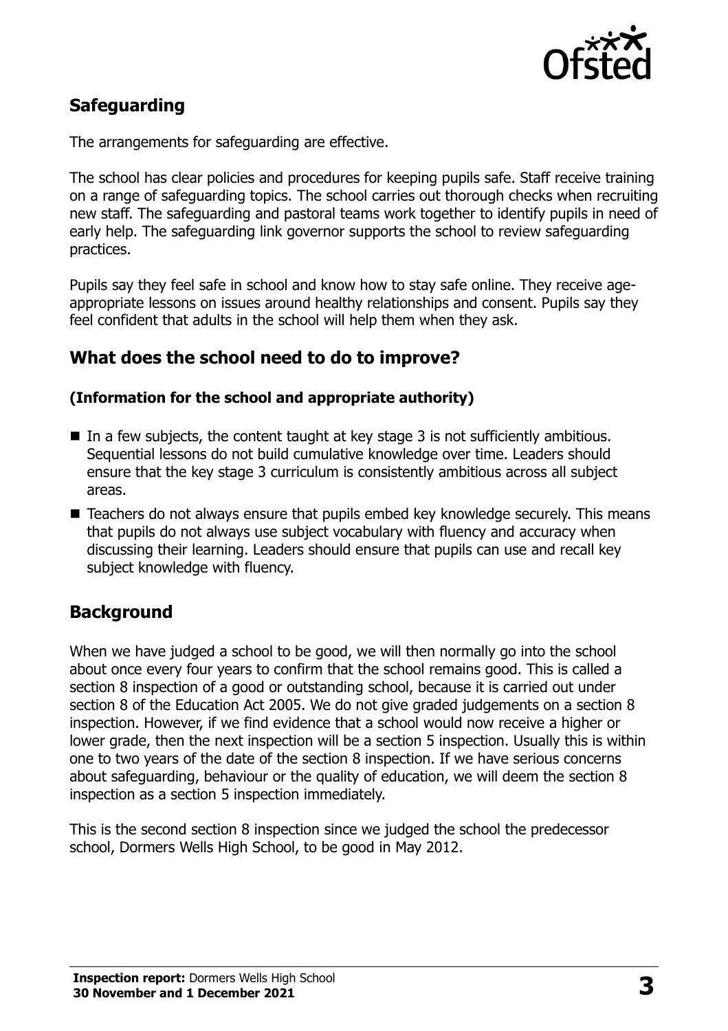## Safeguarding

The arrangements for safeguarding are effective.

The school has clear policies and procedures for keeping pupils safe. Staff receive training on a range of safeguarding topics. The school carries out thorough checks when recruiting new staff. The safeguarding and pastoral teams work together to identify pupils in need of early help. The safeguarding link governor supports the school to review safeguarding practices.

Pupils say they feel safe in school and know how to stay safe online. They receive age-appropriate lessons on issues around healthy relationships and consent. Pupils say they feel confident that adults in the school will help them when they ask.

## What does the school need to do to improve?

**(Information for the school and appropriate authority)**

- In a few subjects, the content taught at key stage 3 is not sufficiently ambitious. Sequential lessons do not build cumulative knowledge over time. Leaders should ensure that the key stage 3 curriculum is consistently ambitious across all subject areas.
- Teachers do not always ensure that pupils embed key knowledge securely. This means that pupils do not always use subject vocabulary with fluency and accuracy when discussing their learning. Leaders should ensure that pupils can use and recall key subject knowledge with fluency.

## Background

When we have judged a school to be good, we will then normally go into the school about once every four years to confirm that the school remains good. This is called a section 8 inspection of a good or outstanding school, because it is carried out under section 8 of the Education Act 2005. We do not give graded judgements on a section 8 inspection. However, if we find evidence that a school would now receive a higher or lower grade, then the next inspection will be a section 5 inspection. Usually this is within one to two years of the date of the section 8 inspection. If we have serious concerns about safeguarding, behaviour or the quality of education, we will deem the section 8 inspection as a section 5 inspection immediately.

This is the second section 8 inspection since we judged the school the predecessor school, Dormers Wells High School, to be good in May 2012.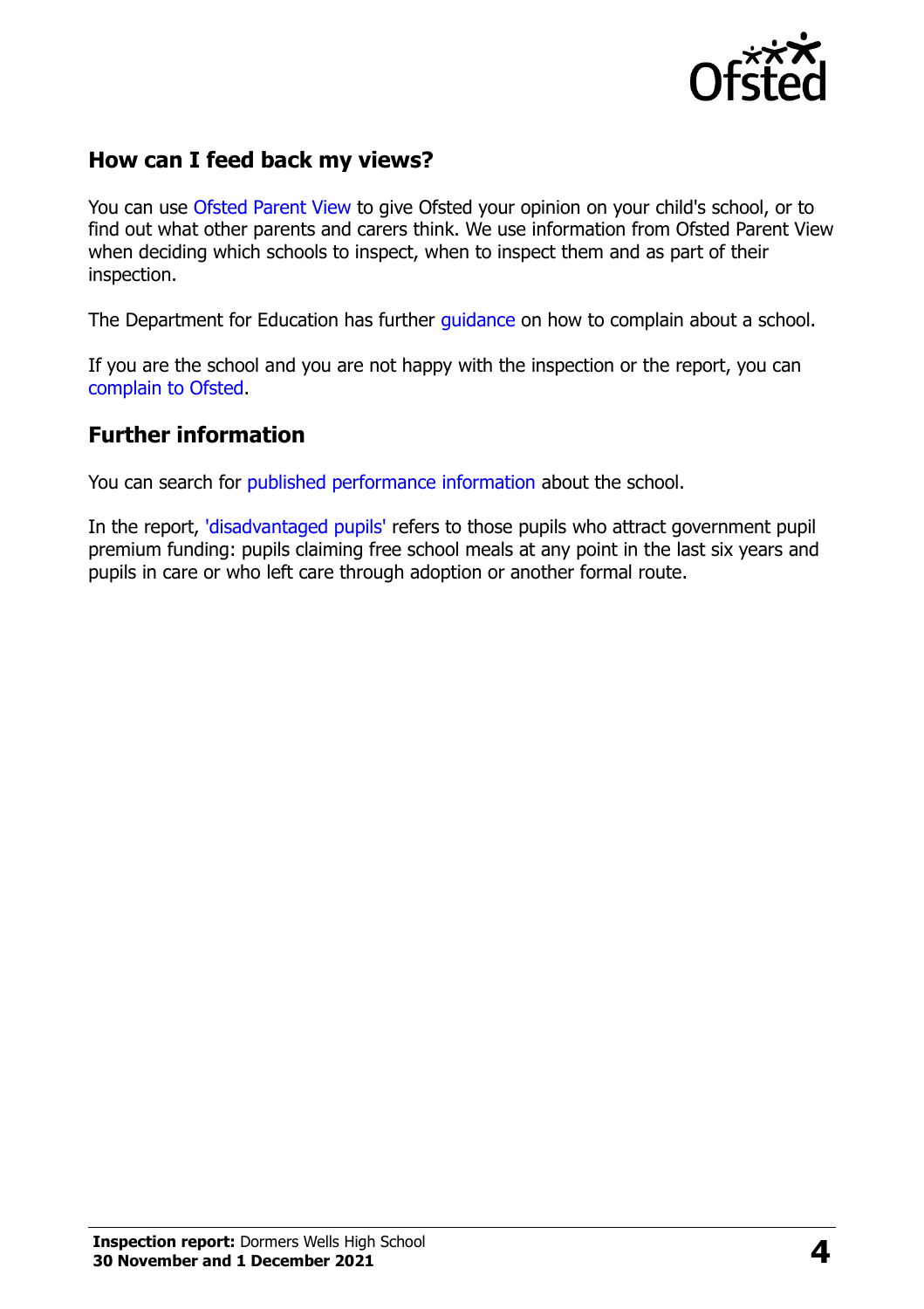## How can I feed back my views?

You can use Ofsted Parent View to give Ofsted your opinion on your child's school, or to find out what other parents and carers think. We use information from Ofsted Parent View when deciding which schools to inspect, when to inspect them and as part of their inspection.

The Department for Education has further guidance on how to complain about a school.

If you are the school and you are not happy with the inspection or the report, you can complain to Ofsted.

## Further information

You can search for published performance information about the school.

In the report, 'disadvantaged pupils' refers to those pupils who attract government pupil premium funding: pupils claiming free school meals at any point in the last six years and pupils in care or who left care through adoption or another formal route.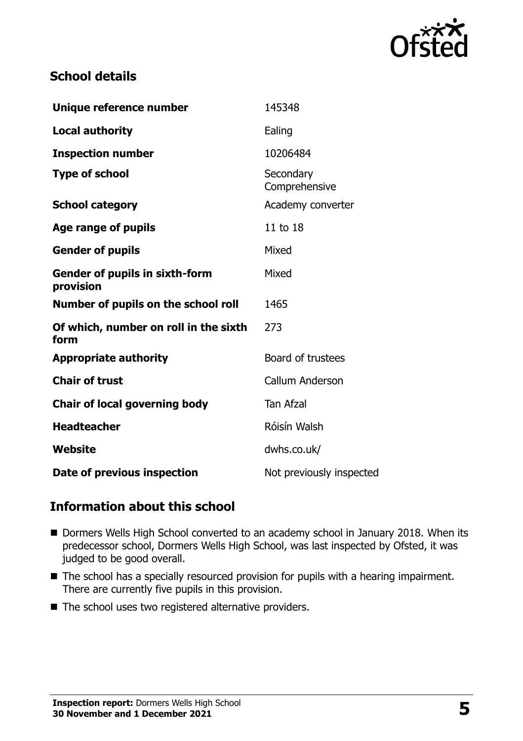## School details

| | |
|---|---|
| **Unique reference number** | 145348 |
| **Local authority** | Ealing |
| **Inspection number** | 10206484 |
| **Type of school** | Secondary Comprehensive |
| **School category** | Academy converter |
| **Age range of pupils** | 11 to 18 |
| **Gender of pupils** | Mixed |
| **Gender of pupils in sixth-form provision** | Mixed |
| **Number of pupils on the school roll** | 1465 |
| **Of which, number on roll in the sixth form** | 273 |
| **Appropriate authority** | Board of trustees |
| **Chair of trust** | Callum Anderson |
| **Chair of local governing body** | Tan Afzal |
| **Headteacher** | Róisín Walsh |
| **Website** | dwhs.co.uk/ |
| **Date of previous inspection** | Not previously inspected |

## Information about this school

- Dormers Wells High School converted to an academy school in January 2018. When its predecessor school, Dormers Wells High School, was last inspected by Ofsted, it was judged to be good overall.
- The school has a specially resourced provision for pupils with a hearing impairment. There are currently five pupils in this provision.
- The school uses two registered alternative providers.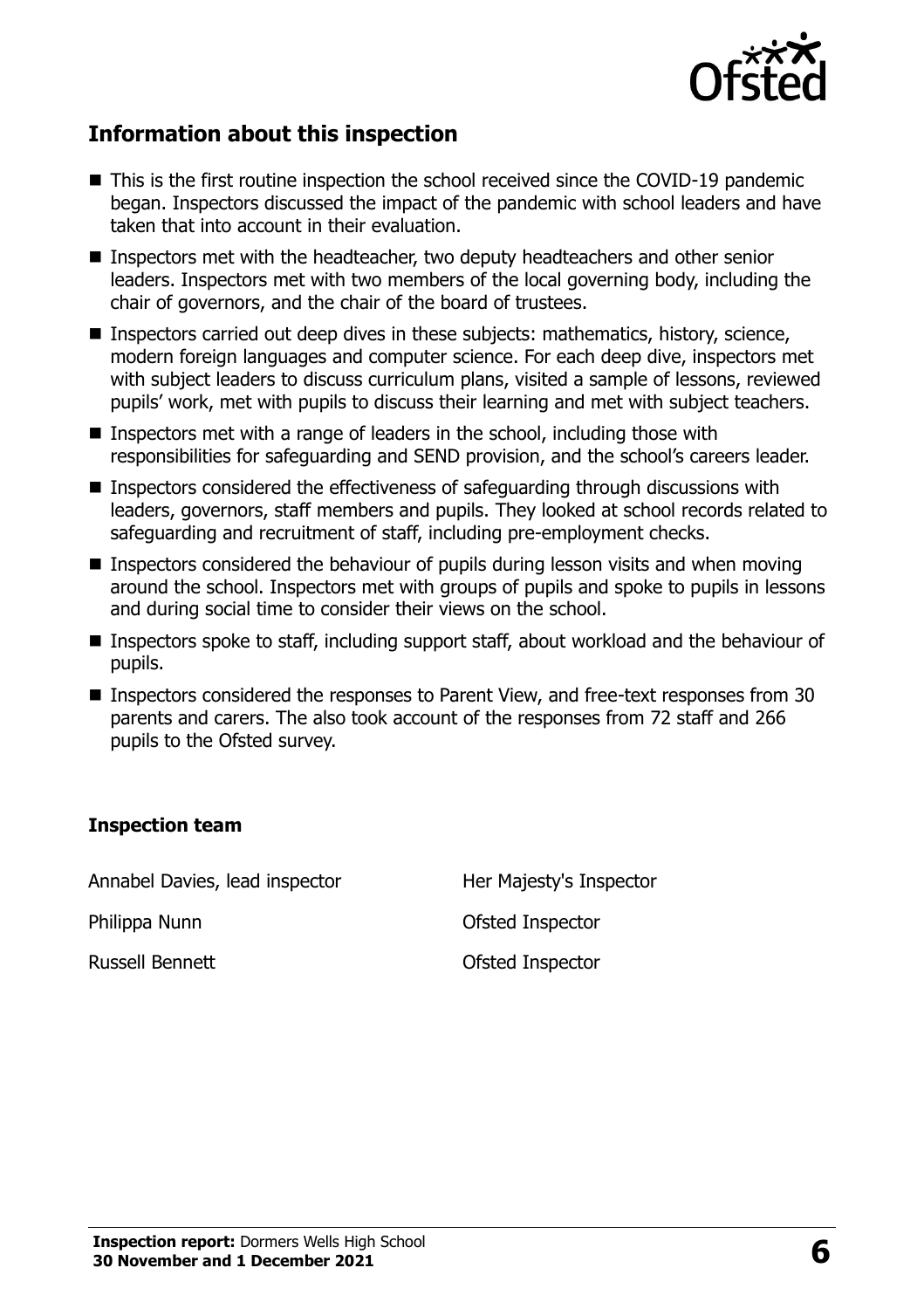## Information about this inspection

- This is the first routine inspection the school received since the COVID-19 pandemic began. Inspectors discussed the impact of the pandemic with school leaders and have taken that into account in their evaluation.
- Inspectors met with the headteacher, two deputy headteachers and other senior leaders. Inspectors met with two members of the local governing body, including the chair of governors, and the chair of the board of trustees.
- Inspectors carried out deep dives in these subjects: mathematics, history, science, modern foreign languages and computer science. For each deep dive, inspectors met with subject leaders to discuss curriculum plans, visited a sample of lessons, reviewed pupils' work, met with pupils to discuss their learning and met with subject teachers.
- Inspectors met with a range of leaders in the school, including those with responsibilities for safeguarding and SEND provision, and the school's careers leader.
- Inspectors considered the effectiveness of safeguarding through discussions with leaders, governors, staff members and pupils. They looked at school records related to safeguarding and recruitment of staff, including pre-employment checks.
- Inspectors considered the behaviour of pupils during lesson visits and when moving around the school. Inspectors met with groups of pupils and spoke to pupils in lessons and during social time to consider their views on the school.
- Inspectors spoke to staff, including support staff, about workload and the behaviour of pupils.
- Inspectors considered the responses to Parent View, and free-text responses from 30 parents and carers. The also took account of the responses from 72 staff and 266 pupils to the Ofsted survey.

### Inspection team

| | |
|---|---|
| Annabel Davies, lead inspector | Her Majesty's Inspector |
| Philippa Nunn | Ofsted Inspector |
| Russell Bennett | Ofsted Inspector |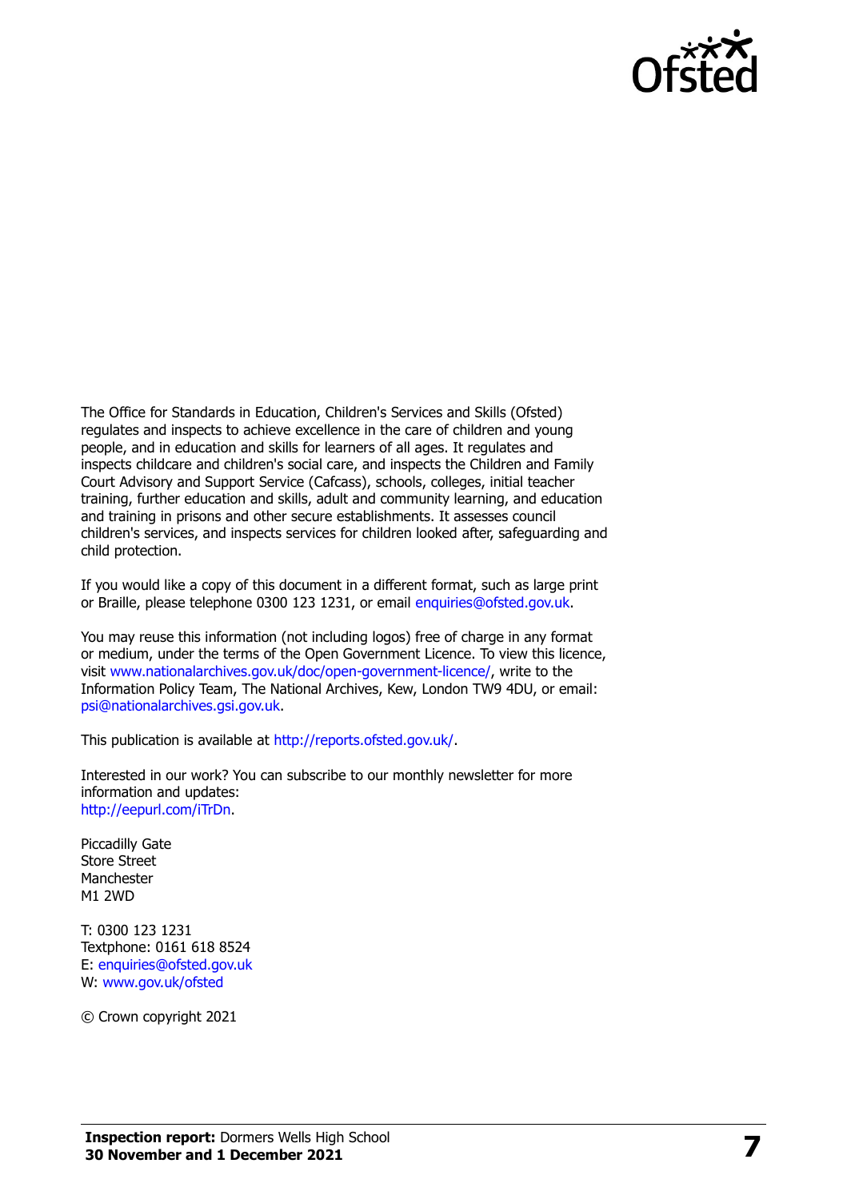The Office for Standards in Education, Children's Services and Skills (Ofsted) regulates and inspects to achieve excellence in the care of children and young people, and in education and skills for learners of all ages. It regulates and inspects childcare and children's social care, and inspects the Children and Family Court Advisory and Support Service (Cafcass), schools, colleges, initial teacher training, further education and skills, adult and community learning, and education and training in prisons and other secure establishments. It assesses council children's services, and inspects services for children looked after, safeguarding and child protection.

If you would like a copy of this document in a different format, such as large print or Braille, please telephone 0300 123 1231, or email enquiries@ofsted.gov.uk.

You may reuse this information (not including logos) free of charge in any format or medium, under the terms of the Open Government Licence. To view this licence, visit www.nationalarchives.gov.uk/doc/open-government-licence/, write to the Information Policy Team, The National Archives, Kew, London TW9 4DU, or email: psi@nationalarchives.gsi.gov.uk.

This publication is available at http://reports.ofsted.gov.uk/.

Interested in our work? You can subscribe to our monthly newsletter for more information and updates: http://eepurl.com/iTrDn.

Piccadilly Gate
Store Street
Manchester
M1 2WD

T: 0300 123 1231
Textphone: 0161 618 8524
E: enquiries@ofsted.gov.uk
W: www.gov.uk/ofsted

© Crown copyright 2021